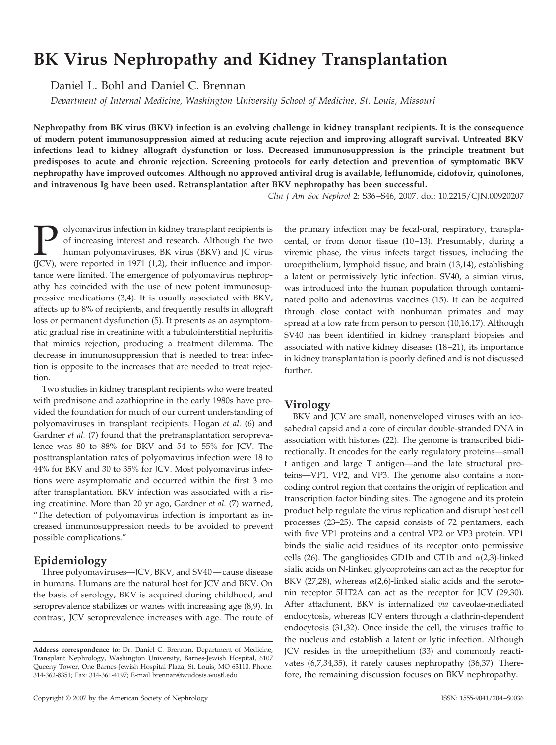# BK Virus Nephropathy and Kidney Transplantation

Daniel L. Bohl and Daniel C. Brennan

*Department of Internal Medicine, Washington University School of Medicine, St. Louis, Missouri*

**Nephropathy from BK virus (BKV) infection is an evolving challenge in kidney transplant recipients. It is the consequence of modern potent immunosuppression aimed at reducing acute rejection and improving allograft survival. Untreated BKV infections lead to kidney allograft dysfunction or loss. Decreased immunosuppression is the principle treatment but predisposes to acute and chronic rejection. Screening protocols for early detection and prevention of symptomatic BKV nephropathy have improved outcomes. Although no approved antiviral drug is available, leflunomide, cidofovir, quinolones, and intravenous Ig have been used. Retransplantation after BKV nephropathy has been successful.**

*Clin J Am Soc Nephrol* 2: S36–S46, 2007. doi: 10.2215/CJN.00920207

Polyomavirus infection in kidney transplant recipients is of increasing interest and research. Although the two human polyomaviruses, BK virus (BKV) and JC virus (JCV), were reported in 1971 (1,2), their influence and importance were limited. The emergence of polyomavirus nephropathy has coincided with the use of new potent immunosuppressive medications (3,4). It is usually associated with BKV, affects up to 8% of recipients, and frequently results in allograft loss or permanent dysfunction (5). It presents as an asymptomatic gradual rise in creatinine with a tubulointerstitial nephritis that mimics rejection, producing a treatment dilemma. The decrease in immunosuppression that is needed to treat infection is opposite to the increases that are needed to treat rejection.

Two studies in kidney transplant recipients who were treated with prednisone and azathioprine in the early 1980s have provided the foundation for much of our current understanding of polyomaviruses in transplant recipients. Hogan *et al.* (6) and Gardner *et al.* (7) found that the pretransplantation seroprevalence was 80 to 88% for BKV and 54 to 55% for JCV. The posttransplantation rates of polyomavirus infection were 18 to 44% for BKV and 30 to 35% for JCV. Most polyomavirus infections were asymptomatic and occurred within the first 3 mo after transplantation. BKV infection was associated with a rising creatinine. More than 20 yr ago, Gardner *et al.* (7) warned, "The detection of polyomavirus infection is important as increased immunosuppression needs to be avoided to prevent possible complications."

## Epidemiology

Three polyomaviruses—JCV, BKV, and SV40—cause disease in humans. Humans are the natural host for JCV and BKV. On the basis of serology, BKV is acquired during childhood, and seroprevalence stabilizes or wanes with increasing age (8,9). In contrast, JCV seroprevalence increases with age. The route of the primary infection may be fecal-oral, respiratory, transplacental, or from donor tissue (10–13). Presumably, during a viremic phase, the virus infects target tissues, including the uroepithelium, lymphoid tissue, and brain (13,14), establishing a latent or permissively lytic infection. SV40, a simian virus, was introduced into the human population through contaminated polio and adenovirus vaccines (15). It can be acquired through close contact with nonhuman primates and may spread at a low rate from person to person (10,16,17). Although SV40 has been identified in kidney transplant biopsies and associated with native kidney diseases (18–21), its importance in kidney transplantation is poorly defined and is not discussed further.

## Virology

BKV and JCV are small, nonenveloped viruses with an icosahedral capsid and a core of circular double-stranded DNA in association with histones (22). The genome is transcribed bidirectionally. It encodes for the early regulatory proteins—small t antigen and large T antigen—and the late structural proteins—VP1, VP2, and VP3. The genome also contains a noncoding control region that contains the origin of replication and transcription factor binding sites. The agnogene and its protein product help regulate the virus replication and disrupt host cell processes (23–25). The capsid consists of 72 pentamers, each with five VP1 proteins and a central VP2 or VP3 protein. VP1 binds the sialic acid residues of its receptor onto permissive cells (26). The gangliosides GD1b and GT1b and $\alpha$(2,3)-linked sialic acids on N-linked glycoproteins can act as the receptor for BKV (27,28), whereas $\alpha$(2,6)-linked sialic acids and the serotonin receptor 5HT2A can act as the receptor for JCV (29,30). After attachment, BKV is internalized *via* caveolae-mediated endocytosis, whereas JCV enters through a clathrin-dependent endocytosis (31,32). Once inside the cell, the viruses traffic to the nucleus and establish a latent or lytic infection. Although JCV resides in the uroepithelium (33) and commonly reactivates (6,7,34,35), it rarely causes nephropathy (36,37). Therefore, the remaining discussion focuses on BKV nephropathy.

**Address correspondence to:** Dr. Daniel C. Brennan, Department of Medicine, Transplant Nephrology, Washington University, Barnes-Jewish Hospital, 6107 Queeny Tower, One Barnes-Jewish Hospital Plaza, St. Louis, MO 63110. Phone: 314-362-8351; Fax: 314-361-4197; E-mail brennan@wudosis.wustl.edu

Copyright © 2007 by the American Society of Nephrology

ISSN: 1555-9041/204–S0036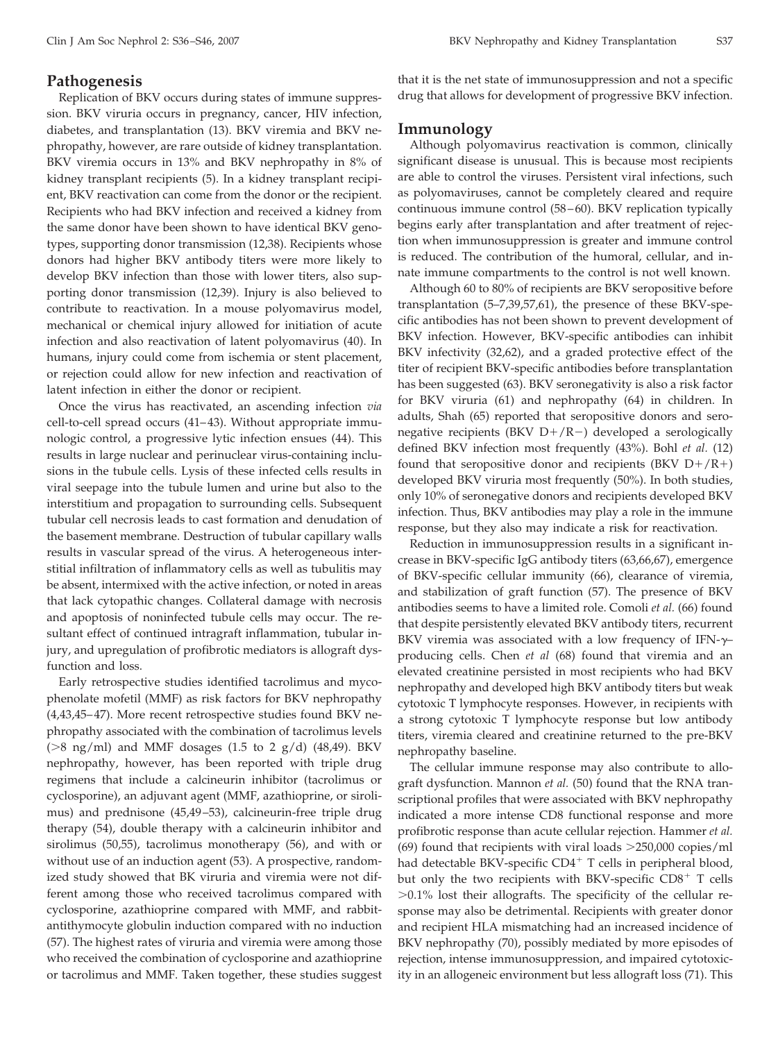## Pathogenesis

Replication of BKV occurs during states of immune suppression. BKV viruria occurs in pregnancy, cancer, HIV infection, diabetes, and transplantation (13). BKV viremia and BKV nephropathy, however, are rare outside of kidney transplantation. BKV viremia occurs in 13% and BKV nephropathy in 8% of kidney transplant recipients (5). In a kidney transplant recipient, BKV reactivation can come from the donor or the recipient. Recipients who had BKV infection and received a kidney from the same donor have been shown to have identical BKV genotypes, supporting donor transmission (12,38). Recipients whose donors had higher BKV antibody titers were more likely to develop BKV infection than those with lower titers, also supporting donor transmission (12,39). Injury is also believed to contribute to reactivation. In a mouse polyomavirus model, mechanical or chemical injury allowed for initiation of acute infection and also reactivation of latent polyomavirus (40). In humans, injury could come from ischemia or stent placement, or rejection could allow for new infection and reactivation of latent infection in either the donor or recipient.

Once the virus has reactivated, an ascending infection *via* cell-to-cell spread occurs (41–43). Without appropriate immunologic control, a progressive lytic infection ensues (44). This results in large nuclear and perinuclear virus-containing inclusions in the tubule cells. Lysis of these infected cells results in viral seepage into the tubule lumen and urine but also to the interstitium and propagation to surrounding cells. Subsequent tubular cell necrosis leads to cast formation and denudation of the basement membrane. Destruction of tubular capillary walls results in vascular spread of the virus. A heterogeneous interstitial infiltration of inflammatory cells as well as tubulitis may be absent, intermixed with the active infection, or noted in areas that lack cytopathic changes. Collateral damage with necrosis and apoptosis of noninfected tubule cells may occur. The resultant effect of continued intragraft inflammation, tubular injury, and upregulation of profibrotic mediators is allograft dysfunction and loss.

Early retrospective studies identified tacrolimus and mycophenolate mofetil (MMF) as risk factors for BKV nephropathy (4,43,45–47). More recent retrospective studies found BKV nephropathy associated with the combination of tacrolimus levels (>8 ng/ml) and MMF dosages (1.5 to 2 g/d) (48,49). BKV nephropathy, however, has been reported with triple drug regimens that include a calcineurin inhibitor (tacrolimus or cyclosporine), an adjuvant agent (MMF, azathioprine, or sirolimus) and prednisone (45,49–53), calcineurin-free triple drug therapy (54), double therapy with a calcineurin inhibitor and sirolimus (50,55), tacrolimus monotherapy (56), and with or without use of an induction agent (53). A prospective, randomized study showed that BK viruria and viremia were not different among those who received tacrolimus compared with cyclosporine, azathioprine compared with MMF, and rabbit-antithymocyte globulin induction compared with no induction (57). The highest rates of viruria and viremia were among those who received the combination of cyclosporine and azathioprine or tacrolimus and MMF. Taken together, these studies suggest that it is the net state of immunosuppression and not a specific drug that allows for development of progressive BKV infection.

## Immunology

Although polyomavirus reactivation is common, clinically significant disease is unusual. This is because most recipients are able to control the viruses. Persistent viral infections, such as polyomaviruses, cannot be completely cleared and require continuous immune control (58–60). BKV replication typically begins early after transplantation and after treatment of rejection when immunosuppression is greater and immune control is reduced. The contribution of the humoral, cellular, and innate immune compartments to the control is not well known.

Although 60 to 80% of recipients are BKV seropositive before transplantation (5–7,39,57,61), the presence of these BKV-specific antibodies has not been shown to prevent development of BKV infection. However, BKV-specific antibodies can inhibit BKV infectivity (32,62), and a graded protective effect of the titer of recipient BKV-specific antibodies before transplantation has been suggested (63). BKV seronegativity is also a risk factor for BKV viruria (61) and nephropathy (64) in children. In adults, Shah (65) reported that seropositive donors and seronegative recipients (BKV D+/R−) developed a serologically defined BKV infection most frequently (43%). Bohl *et al.* (12) found that seropositive donor and recipients (BKV D+/R+) developed BKV viruria most frequently (50%). In both studies, only 10% of seronegative donors and recipients developed BKV infection. Thus, BKV antibodies may play a role in the immune response, but they also may indicate a risk for reactivation.

Reduction in immunosuppression results in a significant increase in BKV-specific IgG antibody titers (63,66,67), emergence of BKV-specific cellular immunity (66), clearance of viremia, and stabilization of graft function (57). The presence of BKV antibodies seems to have a limited role. Comoli *et al.* (66) found that despite persistently elevated BKV antibody titers, recurrent BKV viremia was associated with a low frequency of IFN-γ–producing cells. Chen *et al* (68) found that viremia and an elevated creatinine persisted in most recipients who had BKV nephropathy and developed high BKV antibody titers but weak cytotoxic T lymphocyte responses. However, in recipients with a strong cytotoxic T lymphocyte response but low antibody titers, viremia cleared and creatinine returned to the pre-BKV nephropathy baseline.

The cellular immune response may also contribute to allograft dysfunction. Mannon *et al.* (50) found that the RNA transcriptional profiles that were associated with BKV nephropathy indicated a more intense CD8 functional response and more profibrotic response than acute cellular rejection. Hammer *et al.* (69) found that recipients with viral loads >250,000 copies/ml had detectable BKV-specific $CD4^+$ T cells in peripheral blood, but only the two recipients with BKV-specific $CD8^+$ T cells >0.1% lost their allografts. The specificity of the cellular response may also be detrimental. Recipients with greater donor and recipient HLA mismatching had an increased incidence of BKV nephropathy (70), possibly mediated by more episodes of rejection, intense immunosuppression, and impaired cytotoxicity in an allogeneic environment but less allograft loss (71). This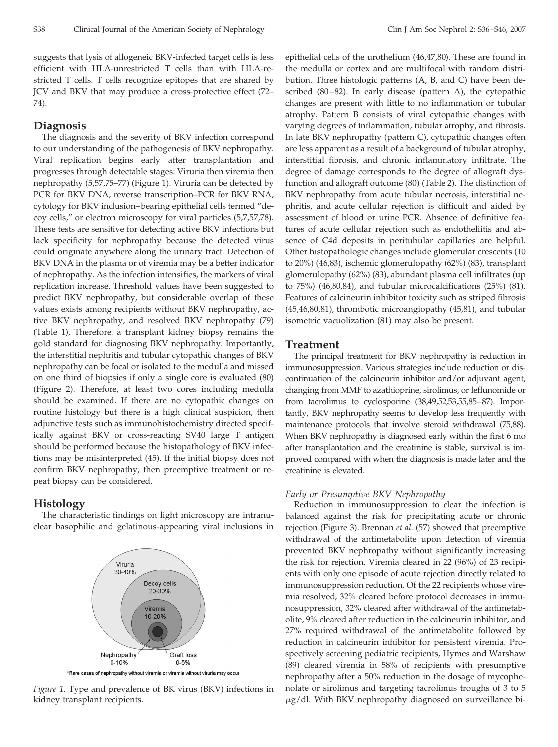suggests that lysis of allogeneic BKV-infected target cells is less efficient with HLA-unrestricted T cells than with HLA-restricted T cells. T cells recognize epitopes that are shared by JCV and BKV that may produce a cross-protective effect (72–74).

## Diagnosis

The diagnosis and the severity of BKV infection correspond to our understanding of the pathogenesis of BKV nephropathy. Viral replication begins early after transplantation and progresses through detectable stages: Viruria then viremia then nephropathy (5,57,75–77) (Figure 1). Viruria can be detected by PCR for BKV DNA, reverse transcription–PCR for BKV RNA, cytology for BKV inclusion–bearing epithelial cells termed "decoy cells," or electron microscopy for viral particles (5,7,57,78). These tests are sensitive for detecting active BKV infections but lack specificity for nephropathy because the detected virus could originate anywhere along the urinary tract. Detection of BKV DNA in the plasma or of viremia may be a better indicator of nephropathy. As the infection intensifies, the markers of viral replication increase. Threshold values have been suggested to predict BKV nephropathy, but considerable overlap of these values exists among recipients without BKV nephropathy, active BKV nephropathy, and resolved BKV nephropathy (79) (Table 1), Therefore, a transplant kidney biopsy remains the gold standard for diagnosing BKV nephropathy. Importantly, the interstitial nephritis and tubular cytopathic changes of BKV nephropathy can be focal or isolated to the medulla and missed on one third of biopsies if only a single core is evaluated (80) (Figure 2). Therefore, at least two cores including medulla should be examined. If there are no cytopathic changes on routine histology but there is a high clinical suspicion, then adjunctive tests such as immunohistochemistry directed specifically against BKV or cross-reacting SV40 large T antigen should be performed because the histopathology of BKV infections may be misinterpreted (45). If the initial biopsy does not confirm BKV nephropathy, then preemptive treatment or repeat biopsy can be considered.

## Histology

The characteristic findings on light microscopy are intranuclear basophilic and gelatinous-appearing viral inclusions in epithelial cells of the urothelium (46,47,80). These are found in the medulla or cortex and are multifocal with random distribution. Three histologic patterns (A, B, and C) have been described (80–82). In early disease (pattern A), the cytopathic changes are present with little to no inflammation or tubular atrophy. Pattern B consists of viral cytopathic changes with varying degrees of inflammation, tubular atrophy, and fibrosis. In late BKV nephropathy (pattern C), cytopathic changes often are less apparent as a result of a background of tubular atrophy, interstitial fibrosis, and chronic inflammatory infiltrate. The degree of damage corresponds to the degree of allograft dysfunction and allograft outcome (80) (Table 2). The distinction of BKV nephropathy from acute tubular necrosis, interstitial nephritis, and acute cellular rejection is difficult and aided by assessment of blood or urine PCR. Absence of definitive features of acute cellular rejection such as endotheliitis and absence of C4d deposits in peritubular capillaries are helpful. Other histopathologic changes include glomerular crescents (10 to 20%) (46,83), ischemic glomerulopathy (62%) (83), transplant glomerulopathy (62%) (83), abundant plasma cell infiltrates (up to 75%) (46,80,84), and tubular microcalcifications (25%) (81). Features of calcineurin inhibitor toxicity such as striped fibrosis (45,46,80,81), thrombotic microangiopathy (45,81), and tubular isometric vacuolization (81) may also be present.

Viruria 30-40%

Decoy cells 20-30%

Viremia 10-20%

Nephropathy 0-10%

Graft loss 0-5%

*Rare cases of nephropathy without viremia or viremia without viruria may occur

*Figure 1.* Type and prevalence of BK virus (BKV) infections in kidney transplant recipients.

## Treatment

The principal treatment for BKV nephropathy is reduction in immunosuppression. Various strategies include reduction or discontinuation of the calcineurin inhibitor and/or adjuvant agent, changing from MMF to azathioprine, sirolimus, or leflunomide or from tacrolimus to cyclosporine (38,49,52,53,55,85–87). Importantly, BKV nephropathy seems to develop less frequently with maintenance protocols that involve steroid withdrawal (75,88). When BKV nephropathy is diagnosed early within the first 6 mo after transplantation and the creatinine is stable, survival is improved compared with when the diagnosis is made later and the creatinine is elevated.

### *Early or Presumptive BKV Nephropathy*

Reduction in immunosuppression to clear the infection is balanced against the risk for precipitating acute or chronic rejection (Figure 3). Brennan *et al.* (57) showed that preemptive withdrawal of the antimetabolite upon detection of viremia prevented BKV nephropathy without significantly increasing the risk for rejection. Viremia cleared in 22 (96%) of 23 recipients with only one episode of acute rejection directly related to immunosuppression reduction. Of the 22 recipients whose viremia resolved, 32% cleared before protocol decreases in immunosuppression, 32% cleared after withdrawal of the antimetabolite, 9% cleared after reduction in the calcineurin inhibitor, and 27% required withdrawal of the antimetabolite followed by reduction in calcineurin inhibitor for persistent viremia. Prospectively screening pediatric recipients, Hymes and Warshaw (89) cleared viremia in 58% of recipients with presumptive nephropathy after a 50% reduction in the dosage of mycophenolate or sirolimus and targeting tacrolimus troughs of 3 to 5 $\mu$g/dl. With BKV nephropathy diagnosed on surveillance bi-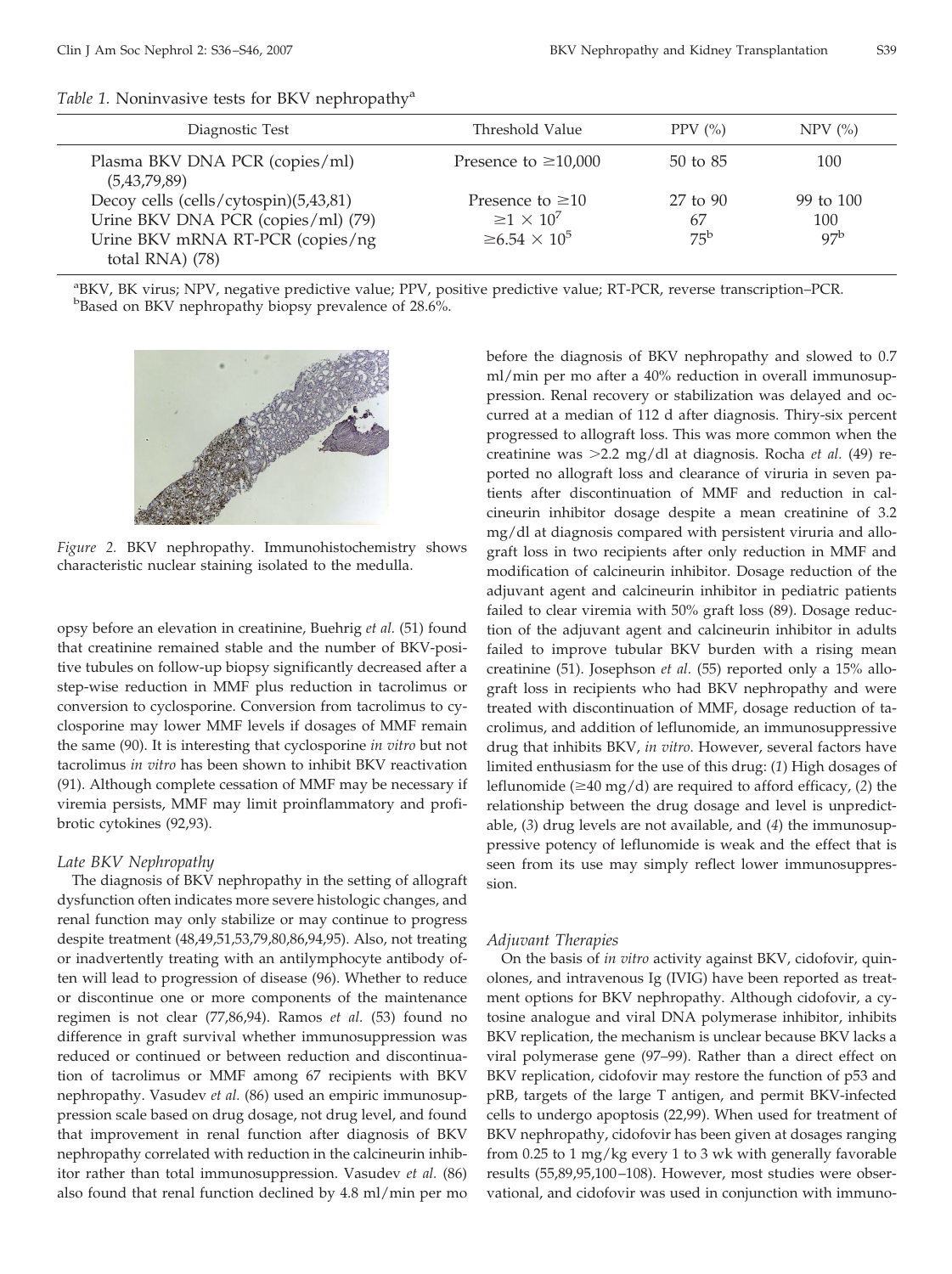*Table 1.* Noninvasive tests for BKV nephropathy[a]

| Diagnostic Test | Threshold Value | PPV (%) | NPV (%) |
| --- | --- | --- | --- |
| Plasma BKV DNA PCR (copies/ml) (5,43,79,89) | Presence to ≥10,000 | 50 to 85 | 100 |
| Decoy cells (cells/cytospin)(5,43,81) | Presence to ≥10 | 27 to 90 | 99 to 100 |
| Urine BKV DNA PCR (copies/ml) (79) | $\geq 1 \times 10^7$ | 67 | 100 |
| Urine BKV mRNA RT-PCR (copies/ng total RNA) (78) | $\geq 6.54 \times 10^5$ | 75[b] | 97[b] |

[a]BKV, BK virus; NPV, negative predictive value; PPV, positive predictive value; RT-PCR, reverse transcription–PCR.
[b]Based on BKV nephropathy biopsy prevalence of 28.6%.

*Figure 2.* BKV nephropathy. Immunohistochemistry shows characteristic nuclear staining isolated to the medulla.

opsy before an elevation in creatinine, Buehrig *et al.* (51) found that creatinine remained stable and the number of BKV-positive tubules on follow-up biopsy significantly decreased after a step-wise reduction in MMF plus reduction in tacrolimus or conversion to cyclosporine. Conversion from tacrolimus to cyclosporine may lower MMF levels if dosages of MMF remain the same (90). It is interesting that cyclosporine *in vitro* but not tacrolimus *in vitro* has been shown to inhibit BKV reactivation (91). Although complete cessation of MMF may be necessary if viremia persists, MMF may limit proinflammatory and profibrotic cytokines (92,93).

### *Late BKV Nephropathy*

The diagnosis of BKV nephropathy in the setting of allograft dysfunction often indicates more severe histologic changes, and renal function may only stabilize or may continue to progress despite treatment (48,49,51,53,79,80,86,94,95). Also, not treating or inadvertently treating with an antilymphocyte antibody often will lead to progression of disease (96). Whether to reduce or discontinue one or more components of the maintenance regimen is not clear (77,86,94). Ramos *et al.* (53) found no difference in graft survival whether immunosuppression was reduced or continued or between reduction and discontinuation of tacrolimus or MMF among 67 recipients with BKV nephropathy. Vasudev *et al.* (86) used an empiric immunosuppression scale based on drug dosage, not drug level, and found that improvement in renal function after diagnosis of BKV nephropathy correlated with reduction in the calcineurin inhibitor rather than total immunosuppression. Vasudev *et al.* (86) also found that renal function declined by 4.8 ml/min per mo before the diagnosis of BKV nephropathy and slowed to 0.7 ml/min per mo after a 40% reduction in overall immunosuppression. Renal recovery or stabilization was delayed and occurred at a median of 112 d after diagnosis. Thiry-six percent progressed to allograft loss. This was more common when the creatinine was >2.2 mg/dl at diagnosis. Rocha *et al.* (49) reported no allograft loss and clearance of viruria in seven patients after discontinuation of MMF and reduction in calcineurin inhibitor dosage despite a mean creatinine of 3.2 mg/dl at diagnosis compared with persistent viruria and allograft loss in two recipients after only reduction in MMF and modification of calcineurin inhibitor. Dosage reduction of the adjuvant agent and calcineurin inhibitor in pediatric patients failed to clear viremia with 50% graft loss (89). Dosage reduction of the adjuvant agent and calcineurin inhibitor in adults failed to improve tubular BKV burden with a rising mean creatinine (51). Josephson *et al.* (55) reported only a 15% allograft loss in recipients who had BKV nephropathy and were treated with discontinuation of MMF, dosage reduction of tacrolimus, and addition of leflunomide, an immunosuppressive drug that inhibits BKV, *in vitro*. However, several factors have limited enthusiasm for the use of this drug: (*1*) High dosages of leflunomide (≥40 mg/d) are required to afford efficacy, (*2*) the relationship between the drug dosage and level is unpredictable, (*3*) drug levels are not available, and (*4*) the immunosuppressive potency of leflunomide is weak and the effect that is seen from its use may simply reflect lower immunosuppression.

### *Adjuvant Therapies*

On the basis of *in vitro* activity against BKV, cidofovir, quinolones, and intravenous Ig (IVIG) have been reported as treatment options for BKV nephropathy. Although cidofovir, a cytosine analogue and viral DNA polymerase inhibitor, inhibits BKV replication, the mechanism is unclear because BKV lacks a viral polymerase gene (97–99). Rather than a direct effect on BKV replication, cidofovir may restore the function of p53 and pRB, targets of the large T antigen, and permit BKV-infected cells to undergo apoptosis (22,99). When used for treatment of BKV nephropathy, cidofovir has been given at dosages ranging from 0.25 to 1 mg/kg every 1 to 3 wk with generally favorable results (55,89,95,100–108). However, most studies were observational, and cidofovir was used in conjunction with immuno-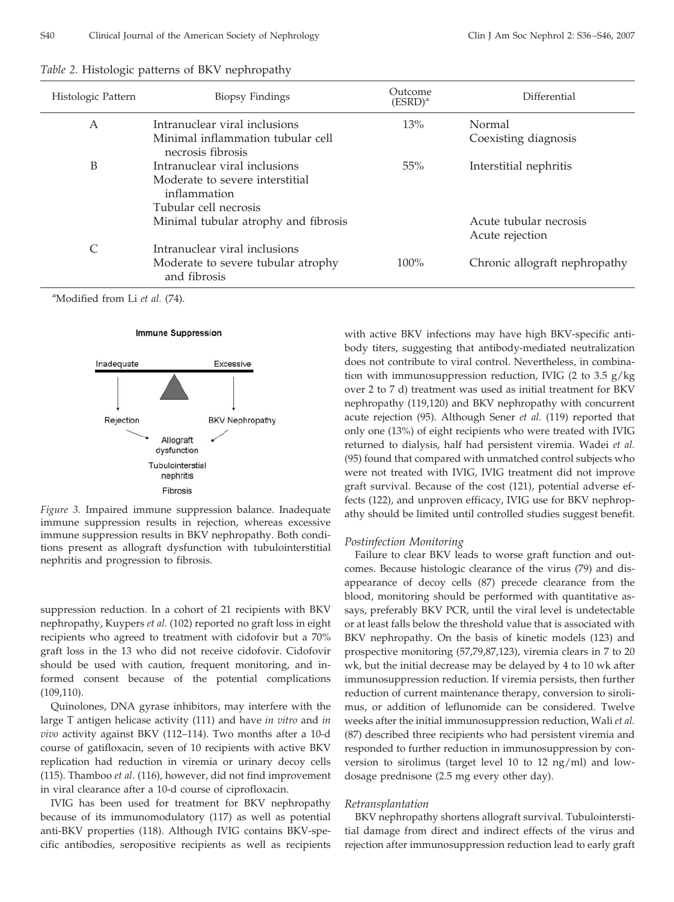*Table 2.* Histologic patterns of BKV nephropathy

| Histologic Pattern | Biopsy Findings | Outcome (ESRD)[a] | Differential |
|---|---|---|---|
| A | Intranuclear viral inclusions<br>Minimal inflammation tubular cell necrosis fibrosis | 13% | Normal<br>Coexisting diagnosis |
| B | Intranuclear viral inclusions<br>Moderate to severe interstitial inflammation<br>Tubular cell necrosis<br>Minimal tubular atrophy and fibrosis | 55% | Interstitial nephritis<br><br><br>Acute tubular necrosis<br>Acute rejection |
| C | Intranuclear viral inclusions<br>Moderate to severe tubular atrophy and fibrosis | 100% | Chronic allograft nephropathy |

[a]Modified from Li *et al.* (74).

*Figure 3.* Impaired immune suppression balance. Inadequate immune suppression results in rejection, whereas excessive immune suppression results in BKV nephropathy. Both conditions present as allograft dysfunction with tubulointerstitial nephritis and progression to fibrosis.

suppression reduction. In a cohort of 21 recipients with BKV nephropathy, Kuypers *et al.* (102) reported no graft loss in eight recipients who agreed to treatment with cidofovir but a 70% graft loss in the 13 who did not receive cidofovir. Cidofovir should be used with caution, frequent monitoring, and informed consent because of the potential complications (109,110).

Quinolones, DNA gyrase inhibitors, may interfere with the large T antigen helicase activity (111) and have *in vitro* and *in vivo* activity against BKV (112–114). Two months after a 10-d course of gatifloxacin, seven of 10 recipients with active BKV replication had reduction in viremia or urinary decoy cells (115). Thamboo *et al.* (116), however, did not find improvement in viral clearance after a 10-d course of ciprofloxacin.

IVIG has been used for treatment for BKV nephropathy because of its immunomodulatory (117) as well as potential anti-BKV properties (118). Although IVIG contains BKV-specific antibodies, seropositive recipients as well as recipients with active BKV infections may have high BKV-specific antibody titers, suggesting that antibody-mediated neutralization does not contribute to viral control. Nevertheless, in combination with immunosuppression reduction, IVIG (2 to 3.5 g/kg over 2 to 7 d) treatment was used as initial treatment for BKV nephropathy (119,120) and BKV nephropathy with concurrent acute rejection (95). Although Sener *et al.* (119) reported that only one (13%) of eight recipients who were treated with IVIG returned to dialysis, half had persistent viremia. Wadei *et al.* (95) found that compared with unmatched control subjects who were not treated with IVIG, IVIG treatment did not improve graft survival. Because of the cost (121), potential adverse effects (122), and unproven efficacy, IVIG use for BKV nephropathy should be limited until controlled studies suggest benefit.

### *Postinfection Monitoring*

Failure to clear BKV leads to worse graft function and outcomes. Because histologic clearance of the virus (79) and disappearance of decoy cells (87) precede clearance from the blood, monitoring should be performed with quantitative assays, preferably BKV PCR, until the viral level is undetectable or at least falls below the threshold value that is associated with BKV nephropathy. On the basis of kinetic models (123) and prospective monitoring (57,79,87,123), viremia clears in 7 to 20 wk, but the initial decrease may be delayed by 4 to 10 wk after immunosuppression reduction. If viremia persists, then further reduction of current maintenance therapy, conversion to sirolimus, or addition of leflunomide can be considered. Twelve weeks after the initial immunosuppression reduction, Wali *et al.* (87) described three recipients who had persistent viremia and responded to further reduction in immunosuppression by conversion to sirolimus (target level 10 to 12 ng/ml) and low-dosage prednisone (2.5 mg every other day).

### *Retransplantation*

BKV nephropathy shortens allograft survival. Tubulointerstitial damage from direct and indirect effects of the virus and rejection after immunosuppression reduction lead to early graft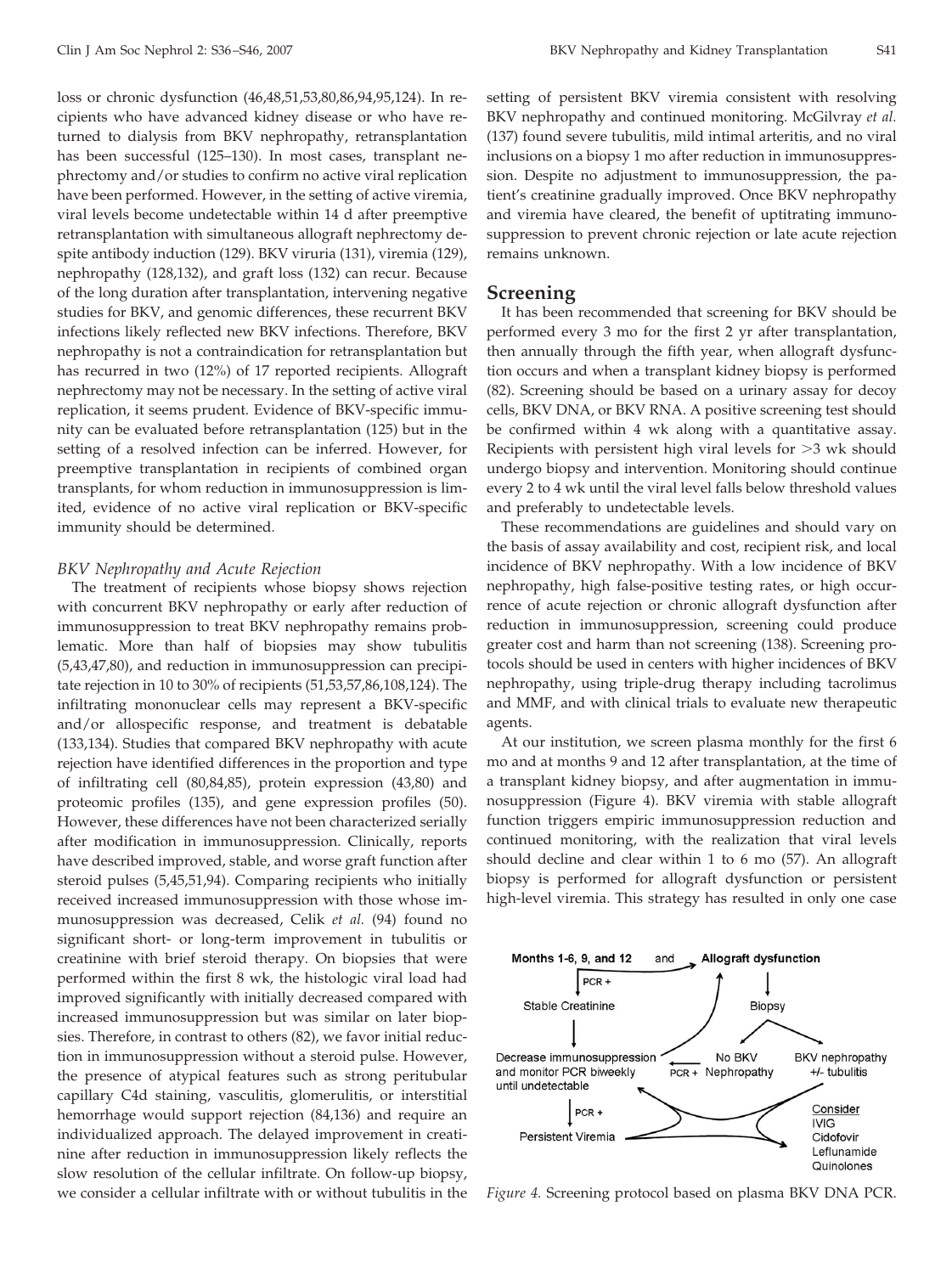loss or chronic dysfunction (46,48,51,53,80,86,94,95,124). In recipients who have advanced kidney disease or who have returned to dialysis from BKV nephropathy, retransplantation has been successful (125–130). In most cases, transplant nephrectomy and/or studies to confirm no active viral replication have been performed. However, in the setting of active viremia, viral levels become undetectable within 14 d after preemptive retransplantation with simultaneous allograft nephrectomy despite antibody induction (129). BKV viruria (131), viremia (129), nephropathy (128,132), and graft loss (132) can recur. Because of the long duration after transplantation, intervening negative studies for BKV, and genomic differences, these recurrent BKV infections likely reflected new BKV infections. Therefore, BKV nephropathy is not a contraindication for retransplantation but has recurred in two (12%) of 17 reported recipients. Allograft nephrectomy may not be necessary. In the setting of active viral replication, it seems prudent. Evidence of BKV-specific immunity can be evaluated before retransplantation (125) but in the setting of a resolved infection can be inferred. However, for preemptive transplantation in recipients of combined organ transplants, for whom reduction in immunosuppression is limited, evidence of no active viral replication or BKV-specific immunity should be determined.

### *BKV Nephropathy and Acute Rejection*

The treatment of recipients whose biopsy shows rejection with concurrent BKV nephropathy or early after reduction of immunosuppression to treat BKV nephropathy remains problematic. More than half of biopsies may show tubulitis (5,43,47,80), and reduction in immunosuppression can precipitate rejection in 10 to 30% of recipients (51,53,57,86,108,124). The infiltrating mononuclear cells may represent a BKV-specific and/or allospecific response, and treatment is debatable (133,134). Studies that compared BKV nephropathy with acute rejection have identified differences in the proportion and type of infiltrating cell (80,84,85), protein expression (43,80) and proteomic profiles (135), and gene expression profiles (50). However, these differences have not been characterized serially after modification in immunosuppression. Clinically, reports have described improved, stable, and worse graft function after steroid pulses (5,45,51,94). Comparing recipients who initially received increased immunosuppression with those whose immunosuppression was decreased, Celik *et al.* (94) found no significant short- or long-term improvement in tubulitis or creatinine with brief steroid therapy. On biopsies that were performed within the first 8 wk, the histologic viral load had improved significantly with initially decreased compared with increased immunosuppression but was similar on later biopsies. Therefore, in contrast to others (82), we favor initial reduction in immunosuppression without a steroid pulse. However, the presence of atypical features such as strong peritubular capillary C4d staining, vasculitis, glomerulitis, or interstitial hemorrhage would support rejection (84,136) and require an individualized approach. The delayed improvement in creatinine after reduction in immunosuppression likely reflects the slow resolution of the cellular infiltrate. On follow-up biopsy, we consider a cellular infiltrate with or without tubulitis in the setting of persistent BKV viremia consistent with resolving BKV nephropathy and continued monitoring. McGilvray *et al.* (137) found severe tubulitis, mild intimal arteritis, and no viral inclusions on a biopsy 1 mo after reduction in immunosuppression. Despite no adjustment to immunosuppression, the patient's creatinine gradually improved. Once BKV nephropathy and viremia have cleared, the benefit of uptitrating immunosuppression to prevent chronic rejection or late acute rejection remains unknown.

## Screening

It has been recommended that screening for BKV should be performed every 3 mo for the first 2 yr after transplantation, then annually through the fifth year, when allograft dysfunction occurs and when a transplant kidney biopsy is performed (82). Screening should be based on a urinary assay for decoy cells, BKV DNA, or BKV RNA. A positive screening test should be confirmed within 4 wk along with a quantitative assay. Recipients with persistent high viral levels for >3 wk should undergo biopsy and intervention. Monitoring should continue every 2 to 4 wk until the viral level falls below threshold values and preferably to undetectable levels.

These recommendations are guidelines and should vary on the basis of assay availability and cost, recipient risk, and local incidence of BKV nephropathy. With a low incidence of BKV nephropathy, high false-positive testing rates, or high occurrence of acute rejection or chronic allograft dysfunction after reduction in immunosuppression, screening could produce greater cost and harm than not screening (138). Screening protocols should be used in centers with higher incidences of BKV nephropathy, using triple-drug therapy including tacrolimus and MMF, and with clinical trials to evaluate new therapeutic agents.

At our institution, we screen plasma monthly for the first 6 mo and at months 9 and 12 after transplantation, at the time of a transplant kidney biopsy, and after augmentation in immunosuppression (Figure 4). BKV viremia with stable allograft function triggers empiric immunosuppression reduction and continued monitoring, with the realization that viral levels should decline and clear within 1 to 6 mo (57). An allograft biopsy is performed for allograft dysfunction or persistent high-level viremia. This strategy has resulted in only one case

Months 1-6, 9, and 12 and Allograft dysfunction

PCR + → Stable Creatinine → Decrease immunosuppression and monitor PCR biweekly until undetectable → PCR + → Persistent Viremia

Allograft dysfunction → Biopsy → No BKV Nephropathy (PCR + → Decrease immunosuppression) / BKV nephropathy +/- tubulitis

Consider: IVIG, Cidofovir, Leflunamide, Quinolones

*Figure 4.* Screening protocol based on plasma BKV DNA PCR.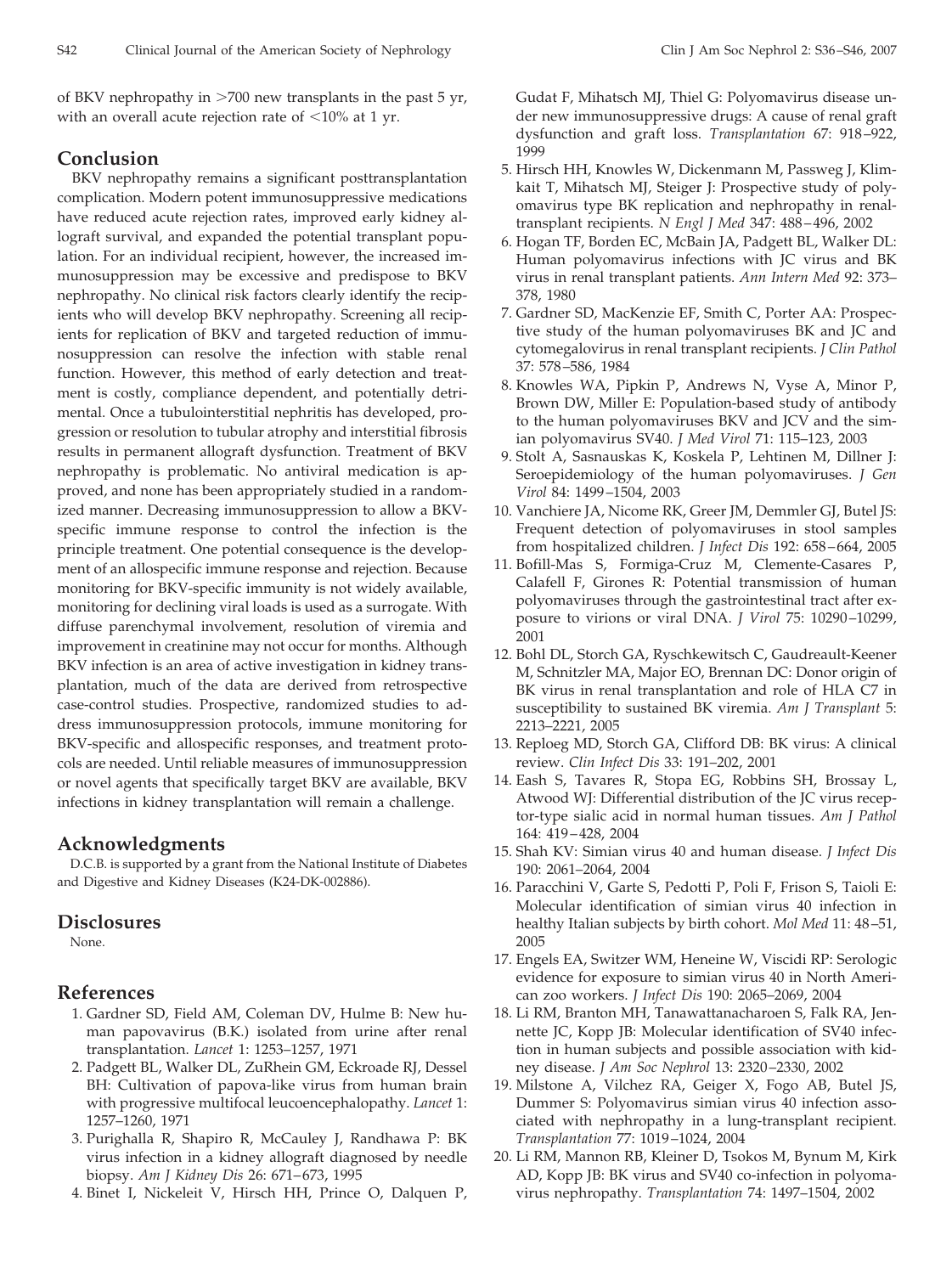of BKV nephropathy in >700 new transplants in the past 5 yr, with an overall acute rejection rate of <10% at 1 yr.

## Conclusion

BKV nephropathy remains a significant posttransplantation complication. Modern potent immunosuppressive medications have reduced acute rejection rates, improved early kidney allograft survival, and expanded the potential transplant population. For an individual recipient, however, the increased immunosuppression may be excessive and predispose to BKV nephropathy. No clinical risk factors clearly identify the recipients who will develop BKV nephropathy. Screening all recipients for replication of BKV and targeted reduction of immunosuppression can resolve the infection with stable renal function. However, this method of early detection and treatment is costly, compliance dependent, and potentially detrimental. Once a tubulointerstitial nephritis has developed, progression or resolution to tubular atrophy and interstitial fibrosis results in permanent allograft dysfunction. Treatment of BKV nephropathy is problematic. No antiviral medication is approved, and none has been appropriately studied in a randomized manner. Decreasing immunosuppression to allow a BKV-specific immune response to control the infection is the principle treatment. One potential consequence is the development of an allospecific immune response and rejection. Because monitoring for BKV-specific immunity is not widely available, monitoring for declining viral loads is used as a surrogate. With diffuse parenchymal involvement, resolution of viremia and improvement in creatinine may not occur for months. Although BKV infection is an area of active investigation in kidney transplantation, much of the data are derived from retrospective case-control studies. Prospective, randomized studies to address immunosuppression protocols, immune monitoring for BKV-specific and allospecific responses, and treatment protocols are needed. Until reliable measures of immunosuppression or novel agents that specifically target BKV are available, BKV infections in kidney transplantation will remain a challenge.

## Acknowledgments

D.C.B. is supported by a grant from the National Institute of Diabetes and Digestive and Kidney Diseases (K24-DK-002886).

## Disclosures

None.

## References

1. Gardner SD, Field AM, Coleman DV, Hulme B: New human papovavirus (B.K.) isolated from urine after renal transplantation. *Lancet* 1: 1253–1257, 1971
2. Padgett BL, Walker DL, ZuRhein GM, Eckroade RJ, Dessel BH: Cultivation of papova-like virus from human brain with progressive multifocal leucoencephalopathy. *Lancet* 1: 1257–1260, 1971
3. Purighalla R, Shapiro R, McCauley J, Randhawa P: BK virus infection in a kidney allograft diagnosed by needle biopsy. *Am J Kidney Dis* 26: 671–673, 1995
4. Binet I, Nickeleit V, Hirsch HH, Prince O, Dalquen P, Gudat F, Mihatsch MJ, Thiel G: Polyomavirus disease under new immunosuppressive drugs: A cause of renal graft dysfunction and graft loss. *Transplantation* 67: 918–922, 1999
5. Hirsch HH, Knowles W, Dickenmann M, Passweg J, Klimkait T, Mihatsch MJ, Steiger J: Prospective study of polyomavirus type BK replication and nephropathy in renal-transplant recipients. *N Engl J Med* 347: 488–496, 2002
6. Hogan TF, Borden EC, McBain JA, Padgett BL, Walker DL: Human polyomavirus infections with JC virus and BK virus in renal transplant patients. *Ann Intern Med* 92: 373–378, 1980
7. Gardner SD, MacKenzie EF, Smith C, Porter AA: Prospective study of the human polyomaviruses BK and JC and cytomegalovirus in renal transplant recipients. *J Clin Pathol* 37: 578–586, 1984
8. Knowles WA, Pipkin P, Andrews N, Vyse A, Minor P, Brown DW, Miller E: Population-based study of antibody to the human polyomaviruses BKV and JCV and the simian polyomavirus SV40. *J Med Virol* 71: 115–123, 2003
9. Stolt A, Sasnauskas K, Koskela P, Lehtinen M, Dillner J: Seroepidemiology of the human polyomaviruses. *J Gen Virol* 84: 1499–1504, 2003
10. Vanchiere JA, Nicome RK, Greer JM, Demmler GJ, Butel JS: Frequent detection of polyomaviruses in stool samples from hospitalized children. *J Infect Dis* 192: 658–664, 2005
11. Bofill-Mas S, Formiga-Cruz M, Clemente-Casares P, Calafell F, Girones R: Potential transmission of human polyomaviruses through the gastrointestinal tract after exposure to virions or viral DNA. *J Virol* 75: 10290–10299, 2001
12. Bohl DL, Storch GA, Ryschkewitsch C, Gaudreault-Keener M, Schnitzler MA, Major EO, Brennan DC: Donor origin of BK virus in renal transplantation and role of HLA C7 in susceptibility to sustained BK viremia. *Am J Transplant* 5: 2213–2221, 2005
13. Reploeg MD, Storch GA, Clifford DB: BK virus: A clinical review. *Clin Infect Dis* 33: 191–202, 2001
14. Eash S, Tavares R, Stopa EG, Robbins SH, Brossay L, Atwood WJ: Differential distribution of the JC virus receptor-type sialic acid in normal human tissues. *Am J Pathol* 164: 419–428, 2004
15. Shah KV: Simian virus 40 and human disease. *J Infect Dis* 190: 2061–2064, 2004
16. Paracchini V, Garte S, Pedotti P, Poli F, Frison S, Taioli E: Molecular identification of simian virus 40 infection in healthy Italian subjects by birth cohort. *Mol Med* 11: 48–51, 2005
17. Engels EA, Switzer WM, Heneine W, Viscidi RP: Serologic evidence for exposure to simian virus 40 in North American zoo workers. *J Infect Dis* 190: 2065–2069, 2004
18. Li RM, Branton MH, Tanawattanacharoen S, Falk RA, Jennette JC, Kopp JB: Molecular identification of SV40 infection in human subjects and possible association with kidney disease. *J Am Soc Nephrol* 13: 2320–2330, 2002
19. Milstone A, Vilchez RA, Geiger X, Fogo AB, Butel JS, Dummer S: Polyomavirus simian virus 40 infection associated with nephropathy in a lung-transplant recipient. *Transplantation* 77: 1019–1024, 2004
20. Li RM, Mannon RB, Kleiner D, Tsokos M, Bynum M, Kirk AD, Kopp JB: BK virus and SV40 co-infection in polyomavirus nephropathy. *Transplantation* 74: 1497–1504, 2002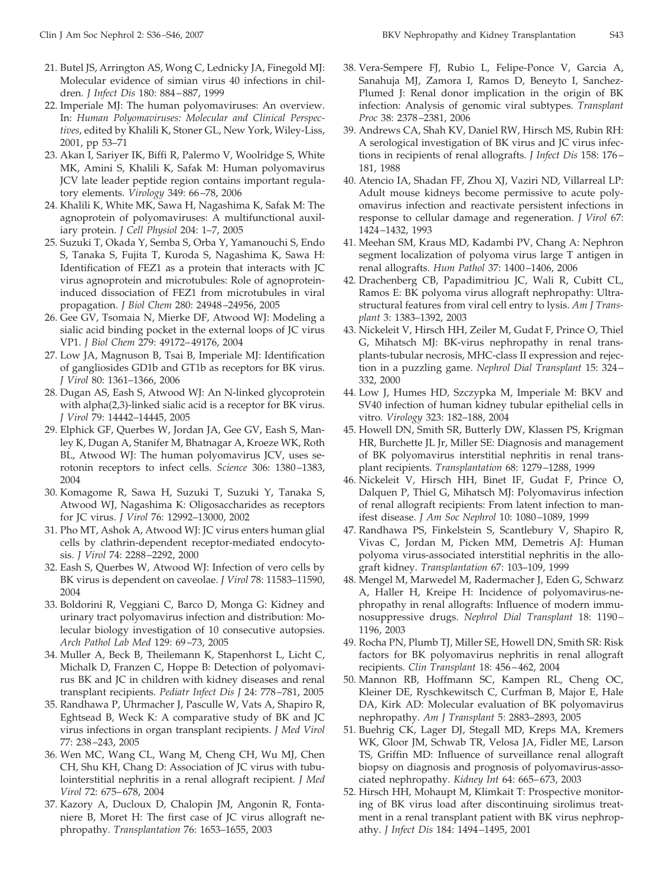21. Butel JS, Arrington AS, Wong C, Lednicky JA, Finegold MJ: Molecular evidence of simian virus 40 infections in children. *J Infect Dis* 180: 884–887, 1999
22. Imperiale MJ: The human polyomaviruses: An overview. In: *Human Polyomaviruses: Molecular and Clinical Perspectives*, edited by Khalili K, Stoner GL, New York, Wiley-Liss, 2001, pp 53–71
23. Akan I, Sariyer IK, Biffi R, Palermo V, Woolridge S, White MK, Amini S, Khalili K, Safak M: Human polyomavirus JCV late leader peptide region contains important regulatory elements. *Virology* 349: 66–78, 2006
24. Khalili K, White MK, Sawa H, Nagashima K, Safak M: The agnoprotein of polyomaviruses: A multifunctional auxiliary protein. *J Cell Physiol* 204: 1–7, 2005
25. Suzuki T, Okada Y, Semba S, Orba Y, Yamanouchi S, Endo S, Tanaka S, Fujita T, Kuroda S, Nagashima K, Sawa H: Identification of FEZ1 as a protein that interacts with JC virus agnoprotein and microtubules: Role of agnoprotein-induced dissociation of FEZ1 from microtubules in viral propagation. *J Biol Chem* 280: 24948–24956, 2005
26. Gee GV, Tsomaia N, Mierke DF, Atwood WJ: Modeling a sialic acid binding pocket in the external loops of JC virus VP1. *J Biol Chem* 279: 49172–49176, 2004
27. Low JA, Magnuson B, Tsai B, Imperiale MJ: Identification of gangliosides GD1b and GT1b as receptors for BK virus. *J Virol* 80: 1361–1366, 2006
28. Dugan AS, Eash S, Atwood WJ: An N-linked glycoprotein with alpha(2,3)-linked sialic acid is a receptor for BK virus. *J Virol* 79: 14442–14445, 2005
29. Elphick GF, Querbes W, Jordan JA, Gee GV, Eash S, Manley K, Dugan A, Stanifer M, Bhatnagar A, Kroeze WK, Roth BL, Atwood WJ: The human polyomavirus JCV, uses serotonin receptors to infect cells. *Science* 306: 1380–1383, 2004
30. Komagome R, Sawa H, Suzuki T, Suzuki Y, Tanaka S, Atwood WJ, Nagashima K: Oligosaccharides as receptors for JC virus. *J Virol* 76: 12992–13000, 2002
31. Pho MT, Ashok A, Atwood WJ: JC virus enters human glial cells by clathrin-dependent receptor-mediated endocytosis. *J Virol* 74: 2288–2292, 2000
32. Eash S, Querbes W, Atwood WJ: Infection of vero cells by BK virus is dependent on caveolae. *J Virol* 78: 11583–11590, 2004
33. Boldorini R, Veggiani C, Barco D, Monga G: Kidney and urinary tract polyomavirus infection and distribution: Molecular biology investigation of 10 consecutive autopsies. *Arch Pathol Lab Med* 129: 69–73, 2005
34. Muller A, Beck B, Theilemann K, Stapenhorst L, Licht C, Michalk D, Franzen C, Hoppe B: Detection of polyomavirus BK and JC in children with kidney diseases and renal transplant recipients. *Pediatr Infect Dis J* 24: 778–781, 2005
35. Randhawa P, Uhrmacher J, Pasculle W, Vats A, Shapiro R, Eghtsead B, Weck K: A comparative study of BK and JC virus infections in organ transplant recipients. *J Med Virol* 77: 238–243, 2005
36. Wen MC, Wang CL, Wang M, Cheng CH, Wu MJ, Chen CH, Shu KH, Chang D: Association of JC virus with tubulointerstitial nephritis in a renal allograft recipient. *J Med Virol* 72: 675–678, 2004
37. Kazory A, Ducloux D, Chalopin JM, Angonin R, Fontaniere B, Moret H: The first case of JC virus allograft nephropathy. *Transplantation* 76: 1653–1655, 2003
38. Vera-Sempere FJ, Rubio L, Felipe-Ponce V, Garcia A, Sanahuja MJ, Zamora I, Ramos D, Beneyto I, Sanchez-Plumed J: Renal donor implication in the origin of BK infection: Analysis of genomic viral subtypes. *Transplant Proc* 38: 2378–2381, 2006
39. Andrews CA, Shah KV, Daniel RW, Hirsch MS, Rubin RH: A serological investigation of BK virus and JC virus infections in recipients of renal allografts. *J Infect Dis* 158: 176–181, 1988
40. Atencio IA, Shadan FF, Zhou XJ, Vaziri ND, Villarreal LP: Adult mouse kidneys become permissive to acute polyomavirus infection and reactivate persistent infections in response to cellular damage and regeneration. *J Virol* 67: 1424–1432, 1993
41. Meehan SM, Kraus MD, Kadambi PV, Chang A: Nephron segment localization of polyoma virus large T antigen in renal allografts. *Hum Pathol* 37: 1400–1406, 2006
42. Drachenberg CB, Papadimitriou JC, Wali R, Cubitt CL, Ramos E: BK polyoma virus allograft nephropathy: Ultrastructural features from viral cell entry to lysis. *Am J Transplant* 3: 1383–1392, 2003
43. Nickeleit V, Hirsch HH, Zeiler M, Gudat F, Prince O, Thiel G, Mihatsch MJ: BK-virus nephropathy in renal transplants-tubular necrosis, MHC-class II expression and rejection in a puzzling game. *Nephrol Dial Transplant* 15: 324–332, 2000
44. Low J, Humes HD, Szczypka M, Imperiale M: BKV and SV40 infection of human kidney tubular epithelial cells in vitro. *Virology* 323: 182–188, 2004
45. Howell DN, Smith SR, Butterly DW, Klassen PS, Krigman HR, Burchette JL Jr, Miller SE: Diagnosis and management of BK polyomavirus interstitial nephritis in renal transplant recipients. *Transplantation* 68: 1279–1288, 1999
46. Nickeleit V, Hirsch HH, Binet IF, Gudat F, Prince O, Dalquen P, Thiel G, Mihatsch MJ: Polyomavirus infection of renal allograft recipients: From latent infection to manifest disease. *J Am Soc Nephrol* 10: 1080–1089, 1999
47. Randhawa PS, Finkelstein S, Scantlebury V, Shapiro R, Vivas C, Jordan M, Picken MM, Demetris AJ: Human polyoma virus-associated interstitial nephritis in the allograft kidney. *Transplantation* 67: 103–109, 1999
48. Mengel M, Marwedel M, Radermacher J, Eden G, Schwarz A, Haller H, Kreipe H: Incidence of polyomavirus-nephropathy in renal allografts: Influence of modern immunosuppressive drugs. *Nephrol Dial Transplant* 18: 1190–1196, 2003
49. Rocha PN, Plumb TJ, Miller SE, Howell DN, Smith SR: Risk factors for BK polyomavirus nephritis in renal allograft recipients. *Clin Transplant* 18: 456–462, 2004
50. Mannon RB, Hoffmann SC, Kampen RL, Cheng OC, Kleiner DE, Ryschkewitsch C, Curfman B, Major E, Hale DA, Kirk AD: Molecular evaluation of BK polyomavirus nephropathy. *Am J Transplant* 5: 2883–2893, 2005
51. Buehrig CK, Lager DJ, Stegall MD, Kreps MA, Kremers WK, Gloor JM, Schwab TR, Velosa JA, Fidler ME, Larson TS, Griffin MD: Influence of surveillance renal allograft biopsy on diagnosis and prognosis of polyomavirus-associated nephropathy. *Kidney Int* 64: 665–673, 2003
52. Hirsch HH, Mohaupt M, Klimkait T: Prospective monitoring of BK virus load after discontinuing sirolimus treatment in a renal transplant patient with BK virus nephropathy. *J Infect Dis* 184: 1494–1495, 2001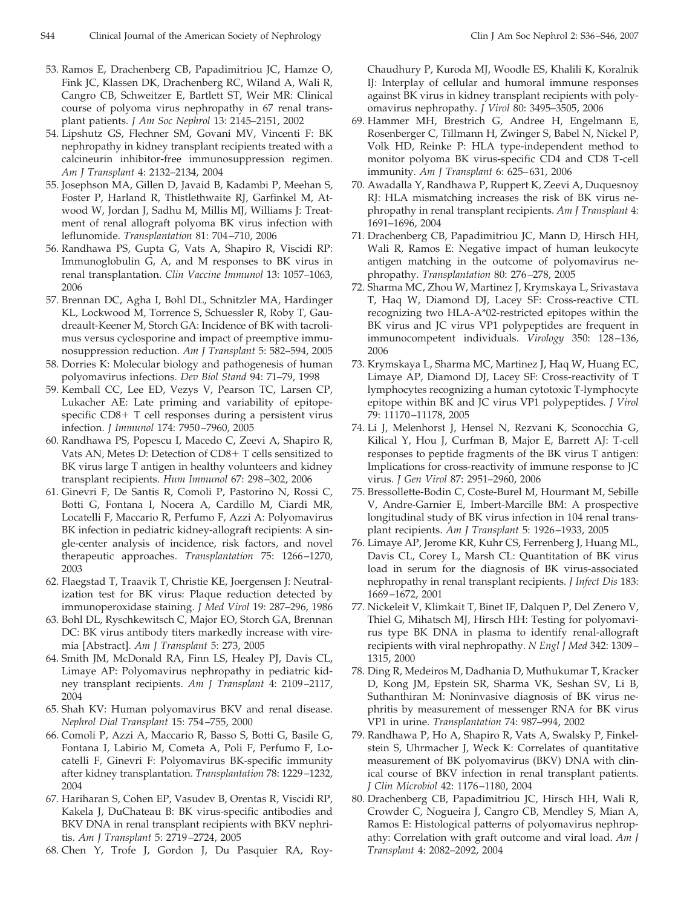53. Ramos E, Drachenberg CB, Papadimitriou JC, Hamze O, Fink JC, Klassen DK, Drachenberg RC, Wiland A, Wali R, Cangro CB, Schweitzer E, Bartlett ST, Weir MR: Clinical course of polyoma virus nephropathy in 67 renal transplant patients. *J Am Soc Nephrol* 13: 2145–2151, 2002
54. Lipshutz GS, Flechner SM, Govani MV, Vincenti F: BK nephropathy in kidney transplant recipients treated with a calcineurin inhibitor-free immunosuppression regimen. *Am J Transplant* 4: 2132–2134, 2004
55. Josephson MA, Gillen D, Javaid B, Kadambi P, Meehan S, Foster P, Harland R, Thistlethwaite RJ, Garfinkel M, Atwood W, Jordan J, Sadhu M, Millis MJ, Williams J: Treatment of renal allograft polyoma BK virus infection with leflunomide. *Transplantation* 81: 704–710, 2006
56. Randhawa PS, Gupta G, Vats A, Shapiro R, Viscidi RP: Immunoglobulin G, A, and M responses to BK virus in renal transplantation. *Clin Vaccine Immunol* 13: 1057–1063, 2006
57. Brennan DC, Agha I, Bohl DL, Schnitzler MA, Hardinger KL, Lockwood M, Torrence S, Schuessler R, Roby T, Gaudreault-Keener M, Storch GA: Incidence of BK with tacrolimus versus cyclosporine and impact of preemptive immunosuppression reduction. *Am J Transplant* 5: 582–594, 2005
58. Dorries K: Molecular biology and pathogenesis of human polyomavirus infections. *Dev Biol Stand* 94: 71–79, 1998
59. Kemball CC, Lee ED, Vezys V, Pearson TC, Larsen CP, Lukacher AE: Late priming and variability of epitope-specific CD8+ T cell responses during a persistent virus infection. *J Immunol* 174: 7950–7960, 2005
60. Randhawa PS, Popescu I, Macedo C, Zeevi A, Shapiro R, Vats AN, Metes D: Detection of CD8+ T cells sensitized to BK virus large T antigen in healthy volunteers and kidney transplant recipients. *Hum Immunol* 67: 298–302, 2006
61. Ginevri F, De Santis R, Comoli P, Pastorino N, Rossi C, Botti G, Fontana I, Nocera A, Cardillo M, Ciardi MR, Locatelli F, Maccario R, Perfumo F, Azzi A: Polyomavirus BK infection in pediatric kidney-allograft recipients: A single-center analysis of incidence, risk factors, and novel therapeutic approaches. *Transplantation* 75: 1266–1270, 2003
62. Flaegstad T, Traavik T, Christie KE, Joergensen J: Neutralization test for BK virus: Plaque reduction detected by immunoperoxidase staining. *J Med Virol* 19: 287–296, 1986
63. Bohl DL, Ryschkewitsch C, Major EO, Storch GA, Brennan DC: BK virus antibody titers markedly increase with viremia [Abstract]. *Am J Transplant* 5: 273, 2005
64. Smith JM, McDonald RA, Finn LS, Healey PJ, Davis CL, Limaye AP: Polyomavirus nephropathy in pediatric kidney transplant recipients. *Am J Transplant* 4: 2109–2117, 2004
65. Shah KV: Human polyomavirus BKV and renal disease. *Nephrol Dial Transplant* 15: 754–755, 2000
66. Comoli P, Azzi A, Maccario R, Basso S, Botti G, Basile G, Fontana I, Labirio M, Cometa A, Poli F, Perfumo F, Locatelli F, Ginevri F: Polyomavirus BK-specific immunity after kidney transplantation. *Transplantation* 78: 1229–1232, 2004
67. Hariharan S, Cohen EP, Vasudev B, Orentas R, Viscidi RP, Kakela J, DuChateau B: BK virus-specific antibodies and BKV DNA in renal transplant recipients with BKV nephritis. *Am J Transplant* 5: 2719–2724, 2005
68. Chen Y, Trofe J, Gordon J, Du Pasquier RA, Roy-Chaudhury P, Kuroda MJ, Woodle ES, Khalili K, Koralnik IJ: Interplay of cellular and humoral immune responses against BK virus in kidney transplant recipients with polyomavirus nephropathy. *J Virol* 80: 3495–3505, 2006
69. Hammer MH, Brestrich G, Andree H, Engelmann E, Rosenberger C, Tillmann H, Zwinger S, Babel N, Nickel P, Volk HD, Reinke P: HLA type-independent method to monitor polyoma BK virus-specific CD4 and CD8 T-cell immunity. *Am J Transplant* 6: 625–631, 2006
70. Awadalla Y, Randhawa P, Ruppert K, Zeevi A, Duquesnoy RJ: HLA mismatching increases the risk of BK virus nephropathy in renal transplant recipients. *Am J Transplant* 4: 1691–1696, 2004
71. Drachenberg CB, Papadimitriou JC, Mann D, Hirsch HH, Wali R, Ramos E: Negative impact of human leukocyte antigen matching in the outcome of polyomavirus nephropathy. *Transplantation* 80: 276–278, 2005
72. Sharma MC, Zhou W, Martinez J, Krymskaya L, Srivastava T, Haq W, Diamond DJ, Lacey SF: Cross-reactive CTL recognizing two HLA-A*02-restricted epitopes within the BK virus and JC virus VP1 polypeptides are frequent in immunocompetent individuals. *Virology* 350: 128–136, 2006
73. Krymskaya L, Sharma MC, Martinez J, Haq W, Huang EC, Limaye AP, Diamond DJ, Lacey SF: Cross-reactivity of T lymphocytes recognizing a human cytotoxic T-lymphocyte epitope within BK and JC virus VP1 polypeptides. *J Virol* 79: 11170–11178, 2005
74. Li J, Melenhorst J, Hensel N, Rezvani K, Sconocchia G, Kilical Y, Hou J, Curfman B, Major E, Barrett AJ: T-cell responses to peptide fragments of the BK virus T antigen: Implications for cross-reactivity of immune response to JC virus. *J Gen Virol* 87: 2951–2960, 2006
75. Bressollette-Bodin C, Coste-Burel M, Hourmant M, Sebille V, Andre-Garnier E, Imbert-Marcille BM: A prospective longitudinal study of BK virus infection in 104 renal transplant recipients. *Am J Transplant* 5: 1926–1933, 2005
76. Limaye AP, Jerome KR, Kuhr CS, Ferrenberg J, Huang ML, Davis CL, Corey L, Marsh CL: Quantitation of BK virus load in serum for the diagnosis of BK virus-associated nephropathy in renal transplant recipients. *J Infect Dis* 183: 1669–1672, 2001
77. Nickeleit V, Klimkait T, Binet IF, Dalquen P, Del Zenero V, Thiel G, Mihatsch MJ, Hirsch HH: Testing for polyomavirus type BK DNA in plasma to identify renal-allograft recipients with viral nephropathy. *N Engl J Med* 342: 1309–1315, 2000
78. Ding R, Medeiros M, Dadhania D, Muthukumar T, Kracker D, Kong JM, Epstein SR, Sharma VK, Seshan SV, Li B, Suthanthiran M: Noninvasive diagnosis of BK virus nephritis by measurement of messenger RNA for BK virus VP1 in urine. *Transplantation* 74: 987–994, 2002
79. Randhawa P, Ho A, Shapiro R, Vats A, Swalsky P, Finkelstein S, Uhrmacher J, Weck K: Correlates of quantitative measurement of BK polyomavirus (BKV) DNA with clinical course of BKV infection in renal transplant patients. *J Clin Microbiol* 42: 1176–1180, 2004
80. Drachenberg CB, Papadimitriou JC, Hirsch HH, Wali R, Crowder C, Nogueira J, Cangro CB, Mendley S, Mian A, Ramos E: Histological patterns of polyomavirus nephropathy: Correlation with graft outcome and viral load. *Am J Transplant* 4: 2082–2092, 2004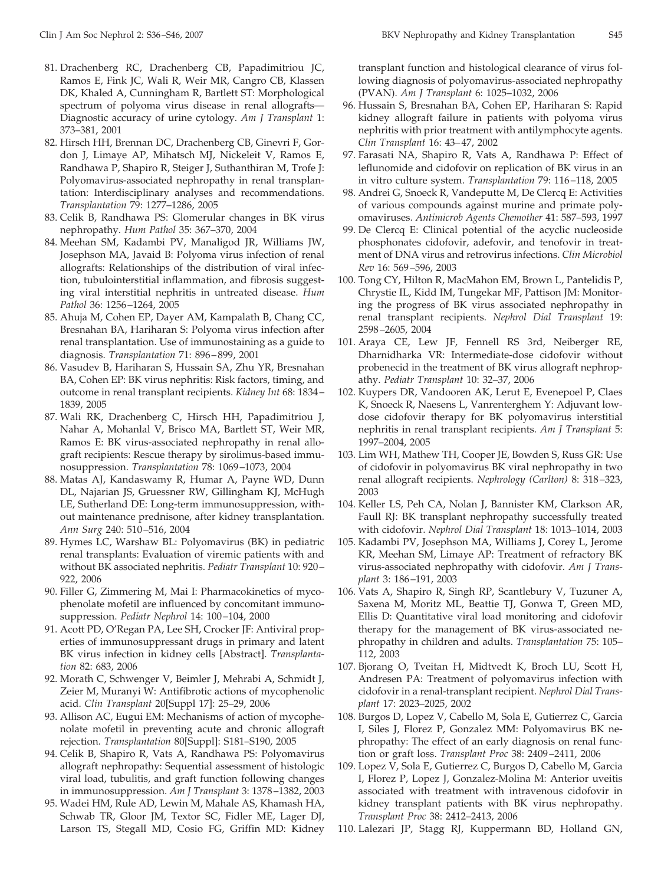81. Drachenberg RC, Drachenberg CB, Papadimitriou JC, Ramos E, Fink JC, Wali R, Weir MR, Cangro CB, Klassen DK, Khaled A, Cunningham R, Bartlett ST: Morphological spectrum of polyoma virus disease in renal allografts—Diagnostic accuracy of urine cytology. *Am J Transplant* 1: 373–381, 2001
82. Hirsch HH, Brennan DC, Drachenberg CB, Ginevri F, Gordon J, Limaye AP, Mihatsch MJ, Nickeleit V, Ramos E, Randhawa P, Shapiro R, Steiger J, Suthanthiran M, Trofe J: Polyomavirus-associated nephropathy in renal transplantation: Interdisciplinary analyses and recommendations. *Transplantation* 79: 1277–1286, 2005
83. Celik B, Randhawa PS: Glomerular changes in BK virus nephropathy. *Hum Pathol* 35: 367–370, 2004
84. Meehan SM, Kadambi PV, Manaligod JR, Williams JW, Josephson MA, Javaid B: Polyoma virus infection of renal allografts: Relationships of the distribution of viral infection, tubulointerstitial inflammation, and fibrosis suggesting viral interstitial nephritis in untreated disease. *Hum Pathol* 36: 1256–1264, 2005
85. Ahuja M, Cohen EP, Dayer AM, Kampalath B, Chang CC, Bresnahan BA, Hariharan S: Polyoma virus infection after renal transplantation. Use of immunostaining as a guide to diagnosis. *Transplantation* 71: 896–899, 2001
86. Vasudev B, Hariharan S, Hussain SA, Zhu YR, Bresnahan BA, Cohen EP: BK virus nephritis: Risk factors, timing, and outcome in renal transplant recipients. *Kidney Int* 68: 1834–1839, 2005
87. Wali RK, Drachenberg C, Hirsch HH, Papadimitriou J, Nahar A, Mohanlal V, Brisco MA, Bartlett ST, Weir MR, Ramos E: BK virus-associated nephropathy in renal allograft recipients: Rescue therapy by sirolimus-based immunosuppression. *Transplantation* 78: 1069–1073, 2004
88. Matas AJ, Kandaswamy R, Humar A, Payne WD, Dunn DL, Najarian JS, Gruessner RW, Gillingham KJ, McHugh LE, Sutherland DE: Long-term immunosuppression, without maintenance prednisone, after kidney transplantation. *Ann Surg* 240: 510–516, 2004
89. Hymes LC, Warshaw BL: Polyomavirus (BK) in pediatric renal transplants: Evaluation of viremic patients with and without BK associated nephritis. *Pediatr Transplant* 10: 920–922, 2006
90. Filler G, Zimmering M, Mai I: Pharmacokinetics of mycophenolate mofetil are influenced by concomitant immunosuppression. *Pediatr Nephrol* 14: 100–104, 2000
91. Acott PD, O'Regan PA, Lee SH, Crocker JF: Antiviral properties of immunosuppressant drugs in primary and latent BK virus infection in kidney cells [Abstract]. *Transplantation* 82: 683, 2006
92. Morath C, Schwenger V, Beimler J, Mehrabi A, Schmidt J, Zeier M, Muranyi W: Antifibrotic actions of mycophenolic acid. *Clin Transplant* 20[Suppl 17]: 25–29, 2006
93. Allison AC, Eugui EM: Mechanisms of action of mycophenolate mofetil in preventing acute and chronic allograft rejection. *Transplantation* 80[Suppl]: S181–S190, 2005
94. Celik B, Shapiro R, Vats A, Randhawa PS: Polyomavirus allograft nephropathy: Sequential assessment of histologic viral load, tubulitis, and graft function following changes in immunosuppression. *Am J Transplant* 3: 1378–1382, 2003
95. Wadei HM, Rule AD, Lewin M, Mahale AS, Khamash HA, Schwab TR, Gloor JM, Textor SC, Fidler ME, Lager DJ, Larson TS, Stegall MD, Cosio FG, Griffin MD: Kidney transplant function and histological clearance of virus following diagnosis of polyomavirus-associated nephropathy (PVAN). *Am J Transplant* 6: 1025–1032, 2006
96. Hussain S, Bresnahan BA, Cohen EP, Hariharan S: Rapid kidney allograft failure in patients with polyoma virus nephritis with prior treatment with antilymphocyte agents. *Clin Transplant* 16: 43–47, 2002
97. Farasati NA, Shapiro R, Vats A, Randhawa P: Effect of leflunomide and cidofovir on replication of BK virus in an in vitro culture system. *Transplantation* 79: 116–118, 2005
98. Andrei G, Snoeck R, Vandeputte M, De Clercq E: Activities of various compounds against murine and primate polyomaviruses. *Antimicrob Agents Chemother* 41: 587–593, 1997
99. De Clercq E: Clinical potential of the acyclic nucleoside phosphonates cidofovir, adefovir, and tenofovir in treatment of DNA virus and retrovirus infections. *Clin Microbiol Rev* 16: 569–596, 2003
100. Tong CY, Hilton R, MacMahon EM, Brown L, Pantelidis P, Chrystie IL, Kidd IM, Tungekar MF, Pattison JM: Monitoring the progress of BK virus associated nephropathy in renal transplant recipients. *Nephrol Dial Transplant* 19: 2598–2605, 2004
101. Araya CE, Lew JF, Fennell RS 3rd, Neiberger RE, Dharnidharka VR: Intermediate-dose cidofovir without probenecid in the treatment of BK virus allograft nephropathy. *Pediatr Transplant* 10: 32–37, 2006
102. Kuypers DR, Vandooren AK, Lerut E, Evenepoel P, Claes K, Snoeck R, Naesens L, Vanrenterghem Y: Adjuvant low-dose cidofovir therapy for BK polyomavirus interstitial nephritis in renal transplant recipients. *Am J Transplant* 5: 1997–2004, 2005
103. Lim WH, Mathew TH, Cooper JE, Bowden S, Russ GR: Use of cidofovir in polyomavirus BK viral nephropathy in two renal allograft recipients. *Nephrology (Carlton)* 8: 318–323, 2003
104. Keller LS, Peh CA, Nolan J, Bannister KM, Clarkson AR, Faull RJ: BK transplant nephropathy successfully treated with cidofovir. *Nephrol Dial Transplant* 18: 1013–1014, 2003
105. Kadambi PV, Josephson MA, Williams J, Corey L, Jerome KR, Meehan SM, Limaye AP: Treatment of refractory BK virus-associated nephropathy with cidofovir. *Am J Transplant* 3: 186–191, 2003
106. Vats A, Shapiro R, Singh RP, Scantlebury V, Tuzuner A, Saxena M, Moritz ML, Beattie TJ, Gonwa T, Green MD, Ellis D: Quantitative viral load monitoring and cidofovir therapy for the management of BK virus-associated nephropathy in children and adults. *Transplantation* 75: 105–112, 2003
107. Bjorang O, Tveitan H, Midtvedt K, Broch LU, Scott H, Andresen PA: Treatment of polyomavirus infection with cidofovir in a renal-transplant recipient. *Nephrol Dial Transplant* 17: 2023–2025, 2002
108. Burgos D, Lopez V, Cabello M, Sola E, Gutierrez C, Garcia I, Siles J, Florez P, Gonzalez MM: Polyomavirus BK nephropathy: The effect of an early diagnosis on renal function or graft loss. *Transplant Proc* 38: 2409–2411, 2006
109. Lopez V, Sola E, Gutierrez C, Burgos D, Cabello M, Garcia I, Florez P, Lopez J, Gonzalez-Molina M: Anterior uveitis associated with treatment with intravenous cidofovir in kidney transplant patients with BK virus nephropathy. *Transplant Proc* 38: 2412–2413, 2006
110. Lalezari JP, Stagg RJ, Kuppermann BD, Holland GN,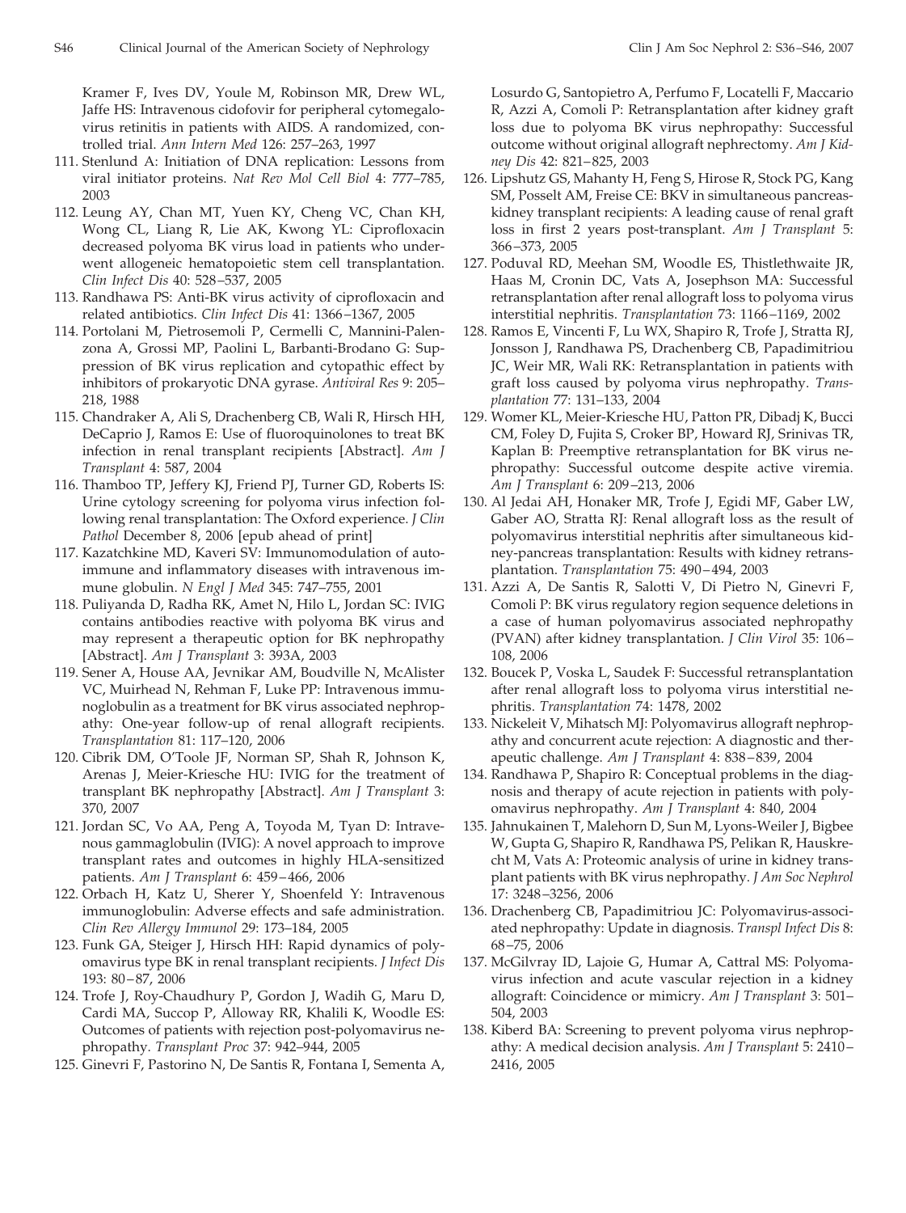Kramer F, Ives DV, Youle M, Robinson MR, Drew WL, Jaffe HS: Intravenous cidofovir for peripheral cytomegalovirus retinitis in patients with AIDS. A randomized, controlled trial. *Ann Intern Med* 126: 257–263, 1997

111. Stenlund A: Initiation of DNA replication: Lessons from viral initiator proteins. *Nat Rev Mol Cell Biol* 4: 777–785, 2003
112. Leung AY, Chan MT, Yuen KY, Cheng VC, Chan KH, Wong CL, Liang R, Lie AK, Kwong YL: Ciprofloxacin decreased polyoma BK virus load in patients who underwent allogeneic hematopoietic stem cell transplantation. *Clin Infect Dis* 40: 528–537, 2005
113. Randhawa PS: Anti-BK virus activity of ciprofloxacin and related antibiotics. *Clin Infect Dis* 41: 1366–1367, 2005
114. Portolani M, Pietrosemoli P, Cermelli C, Mannini-Palenzona A, Grossi MP, Paolini L, Barbanti-Brodano G: Suppression of BK virus replication and cytopathic effect by inhibitors of prokaryotic DNA gyrase. *Antiviral Res* 9: 205–218, 1988
115. Chandraker A, Ali S, Drachenberg CB, Wali R, Hirsch HH, DeCaprio J, Ramos E: Use of fluoroquinolones to treat BK infection in renal transplant recipients [Abstract]. *Am J Transplant* 4: 587, 2004
116. Thamboo TP, Jeffery KJ, Friend PJ, Turner GD, Roberts IS: Urine cytology screening for polyoma virus infection following renal transplantation: The Oxford experience. *J Clin Pathol* December 8, 2006 [epub ahead of print]
117. Kazatchkine MD, Kaveri SV: Immunomodulation of autoimmune and inflammatory diseases with intravenous immune globulin. *N Engl J Med* 345: 747–755, 2001
118. Puliyanda D, Radha RK, Amet N, Hilo L, Jordan SC: IVIG contains antibodies reactive with polyoma BK virus and may represent a therapeutic option for BK nephropathy [Abstract]. *Am J Transplant* 3: 393A, 2003
119. Sener A, House AA, Jevnikar AM, Boudville N, McAlister VC, Muirhead N, Rehman F, Luke PP: Intravenous immunoglobulin as a treatment for BK virus associated nephropathy: One-year follow-up of renal allograft recipients. *Transplantation* 81: 117–120, 2006
120. Cibrik DM, O'Toole JF, Norman SP, Shah R, Johnson K, Arenas J, Meier-Kriesche HU: IVIG for the treatment of transplant BK nephropathy [Abstract]. *Am J Transplant* 3: 370, 2007
121. Jordan SC, Vo AA, Peng A, Toyoda M, Tyan D: Intravenous gammaglobulin (IVIG): A novel approach to improve transplant rates and outcomes in highly HLA-sensitized patients. *Am J Transplant* 6: 459–466, 2006
122. Orbach H, Katz U, Sherer Y, Shoenfeld Y: Intravenous immunoglobulin: Adverse effects and safe administration. *Clin Rev Allergy Immunol* 29: 173–184, 2005
123. Funk GA, Steiger J, Hirsch HH: Rapid dynamics of polyomavirus type BK in renal transplant recipients. *J Infect Dis* 193: 80–87, 2006
124. Trofe J, Roy-Chaudhury P, Gordon J, Wadih G, Maru D, Cardi MA, Succop P, Alloway RR, Khalili K, Woodle ES: Outcomes of patients with rejection post-polyomavirus nephropathy. *Transplant Proc* 37: 942–944, 2005
125. Ginevri F, Pastorino N, De Santis R, Fontana I, Sementa A, Losurdo G, Santopietro A, Perfumo F, Locatelli F, Maccario R, Azzi A, Comoli P: Retransplantation after kidney graft loss due to polyoma BK virus nephropathy: Successful outcome without original allograft nephrectomy. *Am J Kidney Dis* 42: 821–825, 2003
126. Lipshutz GS, Mahanty H, Feng S, Hirose R, Stock PG, Kang SM, Posselt AM, Freise CE: BKV in simultaneous pancreas-kidney transplant recipients: A leading cause of renal graft loss in first 2 years post-transplant. *Am J Transplant* 5: 366–373, 2005
127. Poduval RD, Meehan SM, Woodle ES, Thistlethwaite JR, Haas M, Cronin DC, Vats A, Josephson MA: Successful retransplantation after renal allograft loss to polyoma virus interstitial nephritis. *Transplantation* 73: 1166–1169, 2002
128. Ramos E, Vincenti F, Lu WX, Shapiro R, Trofe J, Stratta RJ, Jonsson J, Randhawa PS, Drachenberg CB, Papadimitriou JC, Weir MR, Wali RK: Retransplantation in patients with graft loss caused by polyoma virus nephropathy. *Transplantation* 77: 131–133, 2004
129. Womer KL, Meier-Kriesche HU, Patton PR, Dibadj K, Bucci CM, Foley D, Fujita S, Croker BP, Howard RJ, Srinivas TR, Kaplan B: Preemptive retransplantation for BK virus nephropathy: Successful outcome despite active viremia. *Am J Transplant* 6: 209–213, 2006
130. Al Jedai AH, Honaker MR, Trofe J, Egidi MF, Gaber LW, Gaber AO, Stratta RJ: Renal allograft loss as the result of polyomavirus interstitial nephritis after simultaneous kidney-pancreas transplantation: Results with kidney retransplantation. *Transplantation* 75: 490–494, 2003
131. Azzi A, De Santis R, Salotti V, Di Pietro N, Ginevri F, Comoli P: BK virus regulatory region sequence deletions in a case of human polyomavirus associated nephropathy (PVAN) after kidney transplantation. *J Clin Virol* 35: 106–108, 2006
132. Boucek P, Voska L, Saudek F: Successful retransplantation after renal allograft loss to polyoma virus interstitial nephritis. *Transplantation* 74: 1478, 2002
133. Nickeleit V, Mihatsch MJ: Polyomavirus allograft nephropathy and concurrent acute rejection: A diagnostic and therapeutic challenge. *Am J Transplant* 4: 838–839, 2004
134. Randhawa P, Shapiro R: Conceptual problems in the diagnosis and therapy of acute rejection in patients with polyomavirus nephropathy. *Am J Transplant* 4: 840, 2004
135. Jahnukainen T, Malehorn D, Sun M, Lyons-Weiler J, Bigbee W, Gupta G, Shapiro R, Randhawa PS, Pelikan R, Hauskrecht M, Vats A: Proteomic analysis of urine in kidney transplant patients with BK virus nephropathy. *J Am Soc Nephrol* 17: 3248–3256, 2006
136. Drachenberg CB, Papadimitriou JC: Polyomavirus-associated nephropathy: Update in diagnosis. *Transpl Infect Dis* 8: 68–75, 2006
137. McGilvray ID, Lajoie G, Humar A, Cattral MS: Polyomavirus infection and acute vascular rejection in a kidney allograft: Coincidence or mimicry. *Am J Transplant* 3: 501–504, 2003
138. Kiberd BA: Screening to prevent polyoma virus nephropathy: A medical decision analysis. *Am J Transplant* 5: 2410–2416, 2005